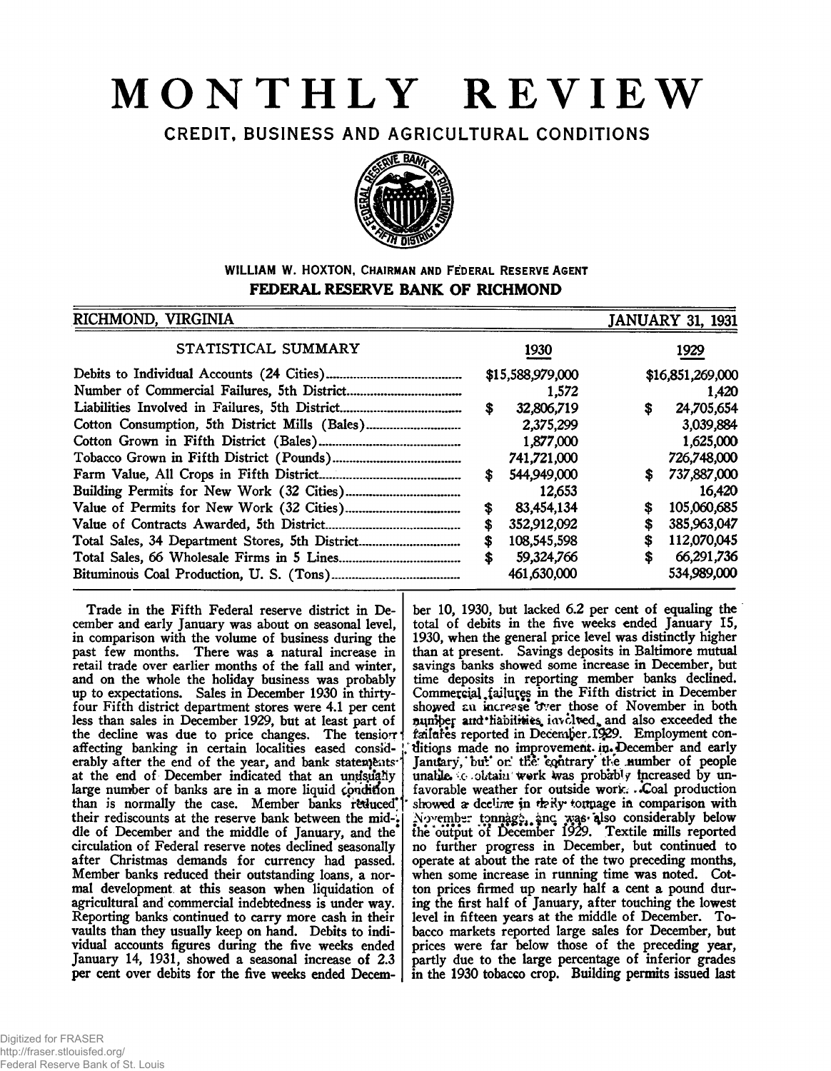# MONTHLY REVIEW

## CREDIT, BUSINESS AND AGRICULTURAL CONDITIONS

WILLIAM W. HOXTON, CHAIRMAN AND FEDERAL RESERVE AGENT

**FEDERAL RESERVE BANK OF RICHMOND**

RICHMOND, VIRGINIA — JANUARY 31, 1931

| STATISTICAL SUMMARY | 1930 | 1929 |
|---|---|---|
| Debits to Individual Accounts (24 Cities) | $15,588,979,000 | $16,851,269,000 |
| Number of Commercial Failures, 5th District | 1,572 | 1,420 |
| Liabilities Involved in Failures, 5th District | $ 32,806,719 | $ 24,705,654 |
| Cotton Consumption, 5th District Mills (Bales) | 2,375,299 | 3,039,884 |
| Cotton Grown in Fifth District (Bales) | 1,877,000 | 1,625,000 |
| Tobacco Grown in Fifth District (Pounds) | 741,721,000 | 726,748,000 |
| Farm Value, All Crops in Fifth District | $ 544,949,000 | $ 737,887,000 |
| Building Permits for New Work (32 Cities) | 12,653 | 16,420 |
| Value of Permits for New Work (32 Cities) | $ 83,454,134 | $ 105,060,685 |
| Value of Contracts Awarded, 5th District | $ 352,912,092 | $ 385,963,047 |
| Total Sales, 34 Department Stores, 5th District | $ 108,545,598 | $ 112,070,045 |
| Total Sales, 66 Wholesale Firms in 5 Lines | $ 59,324,766 | $ 66,291,736 |
| Bituminous Coal Production, U. S. (Tons) | 461,630,000 | 534,989,000 |

Trade in the Fifth Federal reserve district in December and early January was about on seasonal level, in comparison with the volume of business during the past few months. There was a natural increase in retail trade over earlier months of the fall and winter, and on the whole the holiday business was probably up to expectations. Sales in December 1930 in thirty-four Fifth district department stores were 4.1 per cent less than sales in December 1929, but at least part of the decline was due to price changes. The tension affecting banking in certain localities eased considerably after the end of the year, and bank statements at the end of December indicated that an unusually large number of banks are in a more liquid condition than is normally the case. Member banks reduced their rediscounts at the reserve bank between the middle of December and the middle of January, and the circulation of Federal reserve notes declined seasonally after Christmas demands for currency had passed. Member banks reduced their outstanding loans, a normal development at this season when liquidation of agricultural and commercial indebtedness is under way. Reporting banks continued to carry more cash in their vaults than they usually keep on hand. Debits to individual accounts figures during the five weeks ended January 14, 1931, showed a seasonal increase of 2.3 per cent over debits for the five weeks ended December 10, 1930, but lacked 6.2 per cent of equaling the total of debits in the five weeks ended January 15, 1930, when the general price level was distinctly higher than at present. Savings deposits in Baltimore mutual savings banks showed some increase in December, but time deposits in reporting member banks declined. Commercial failures in the Fifth district in December showed an increase over those of November in both number and liabilities involved, and also exceeded the failures reported in December 1929. Employment conditions made no improvement in December and early January, but on the contrary the number of people unable to obtain work was probably increased by unfavorable weather for outside work. Coal production showed a decline in daily tonnage in comparison with November tonnage, and was also considerably below the output of December 1929. Textile mills reported no further progress in December, but continued to operate at about the rate of the two preceding months, when some increase in running time was noted. Cotton prices firmed up nearly half a cent a pound during the first half of January, after touching the lowest level in fifteen years at the middle of December. Tobacco markets reported large sales for December, but prices were far below those of the preceding year, partly due to the large percentage of inferior grades in the 1930 tobacco crop. Building permits issued last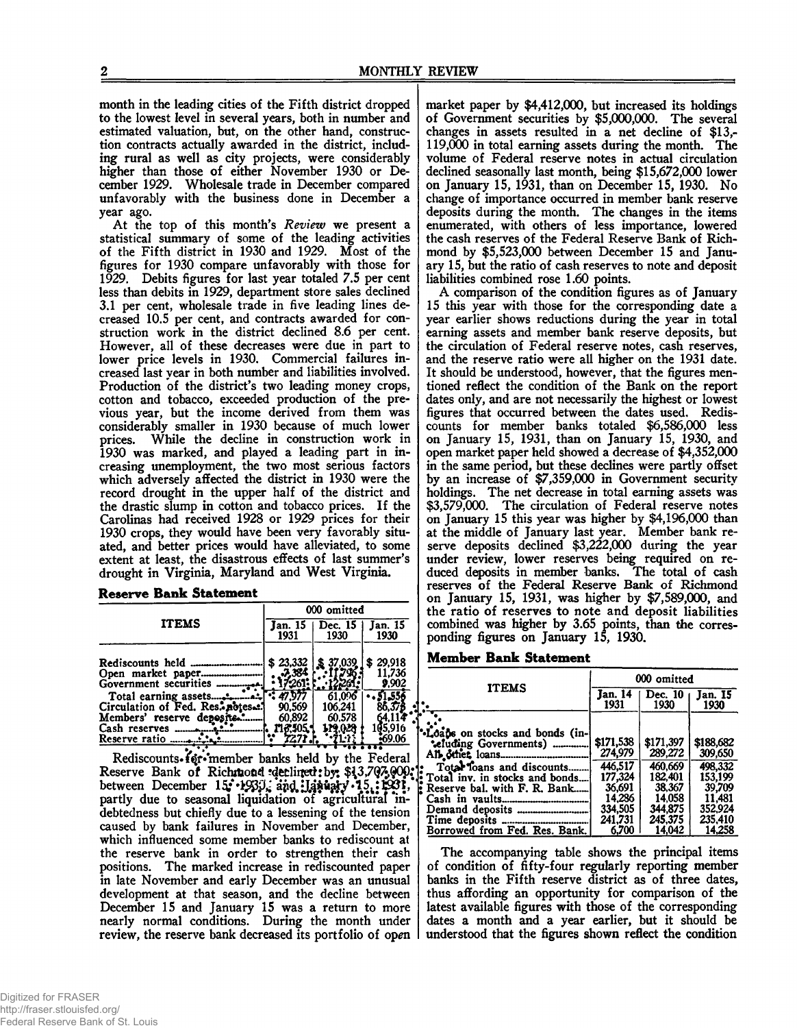month in the leading cities of the Fifth district dropped to the lowest level in several years, both in number and estimated valuation, but, on the other hand, construction contracts actually awarded in the district, including rural as well as city projects, were considerably higher than those of either November 1930 or December 1929. Wholesale trade in December compared unfavorably with the business done in December a year ago.

At the top of this month's *Review* we present a statistical summary of some of the leading activities of the Fifth district in 1930 and 1929. Most of the figures for 1930 compare unfavorably with those for 1929. Debits figures for last year totaled 7.5 per cent less than debits in 1929, department store sales declined 3.1 per cent, wholesale trade in five leading lines decreased 10.5 per cent, and contracts awarded for construction work in the district declined 8.6 per cent. However, all of these decreases were due in part to lower price levels in 1930. Commercial failures increased last year in both number and liabilities involved. Production of the district's two leading money crops, cotton and tobacco, exceeded production of the previous year, but the income derived from them was considerably smaller in 1930 because of much lower prices. While the decline in construction work in 1930 was marked, and played a leading part in increasing unemployment, the two most serious factors which adversely affected the district in 1930 were the record drought in the upper half of the district and the drastic slump in cotton and tobacco prices. If the Carolinas had received 1928 or 1929 prices for their 1930 crops, they would have been very favorably situated, and better prices would have alleviated, to some extent at least, the disastrous effects of last summer's drought in Virginia, Maryland and West Virginia.

**Reserve Bank Statement**

| ITEMS | 000 omitted | | |
|---|---|---|---|
| | Jan. 15 1931 | Dec. 15 1930 | Jan. 15 1930 |
| Rediscounts held | $ 23,332 | $ 37,039 | $ 29,918 |
| Open market paper | 7,384 | 11,796 | 11,736 |
| Government securities | 17,261 | 12,261 | 9,902 |
| Total earning assets | 47,977 | 61,096 | 51,556 |
| Circulation of Fed. Res. notes | 90,569 | 106,241 | 86,373 |
| Members' reserve deposits | 60,892 | 60,578 | 64,114 |
| Cash reserves | 113,505 | 119,028 | 105,916 |
| Reserve ratio | 72.71 | 71.11 | 69.06 |

Rediscounts for member banks held by the Federal Reserve Bank of Richmond declined by $13,707,000 between December 15, 1930, and January 15, 1931, partly due to seasonal liquidation of agricultural indebtedness but chiefly due to a lessening of the tension caused by bank failures in November and December, which influenced some member banks to rediscount at the reserve bank in order to strengthen their cash positions. The marked increase in rediscounted paper in late November and early December was an unusual development at that season, and the decline between December 15 and January 15 was a return to more nearly normal conditions. During the month under review, the reserve bank decreased its portfolio of open market paper by $4,412,000, but increased its holdings of Government securities by $5,000,000. The several changes in assets resulted in a net decline of $13,119,000 in total earning assets during the month. The volume of Federal reserve notes in actual circulation declined seasonally last month, being $15,672,000 lower on January 15, 1931, than on December 15, 1930. No change of importance occurred in member bank reserve deposits during the month. The changes in the items enumerated, with others of less importance, lowered the cash reserves of the Federal Reserve Bank of Richmond by $5,523,000 between December 15 and January 15, but the ratio of cash reserves to note and deposit liabilities combined rose 1.60 points.

A comparison of the condition figures as of January 15 this year with those for the corresponding date a year earlier shows reductions during the year in total earning assets and member bank reserve deposits, but the circulation of Federal reserve notes, cash reserves, and the reserve ratio were all higher on the 1931 date. It should be understood, however, that the figures mentioned reflect the condition of the Bank on the report dates only, and are not necessarily the highest or lowest figures that occurred between the dates used. Rediscounts for member banks totaled $6,586,000 less on January 15, 1931, than on January 15, 1930, and open market paper held showed a decrease of $4,352,000 in the same period, but these declines were partly offset by an increase of $7,359,000 in Government security holdings. The net decrease in total earning assets was $3,579,000. The circulation of Federal reserve notes on January 15 this year was higher by $4,196,000 than at the middle of January last year. Member bank reserve deposits declined $3,222,000 during the year under review, lower reserves being required on reduced deposits in member banks. The total of cash reserves of the Federal Reserve Bank of Richmond on January 15, 1931, was higher by $7,589,000, and the ratio of reserves to note and deposit liabilities combined was higher by 3.65 points, than the corresponding figures on January 15, 1930.

**Member Bank Statement**

| ITEMS | 000 omitted | | |
|---|---|---|---|
| | Jan. 14 1931 | Dec. 10 1930 | Jan. 15 1930 |
| Loans on stocks and bonds (including Governments) | $171,538 | $171,397 | $188,682 |
| All other loans | 274,979 | 289,272 | 309,650 |
| Total loans and discounts | 446,517 | 460,669 | 498,332 |
| Total inv. in stocks and bonds | 177,324 | 182,401 | 153,199 |
| Reserve bal. with F. R. Bank | 36,691 | 38,367 | 39,709 |
| Cash in vaults | 14,286 | 14,058 | 11,481 |
| Demand deposits | 334,505 | 344,875 | 352,924 |
| Time deposits | 241,731 | 245,375 | 235,410 |
| Borrowed from Fed. Res. Bank | 6,700 | 14,042 | 14,258 |

The accompanying table shows the principal items of condition of fifty-four regularly reporting member banks in the Fifth reserve district as of three dates, thus affording an opportunity for comparison of the latest available figures with those of the corresponding dates a month and a year earlier, but it should be understood that the figures shown reflect the condition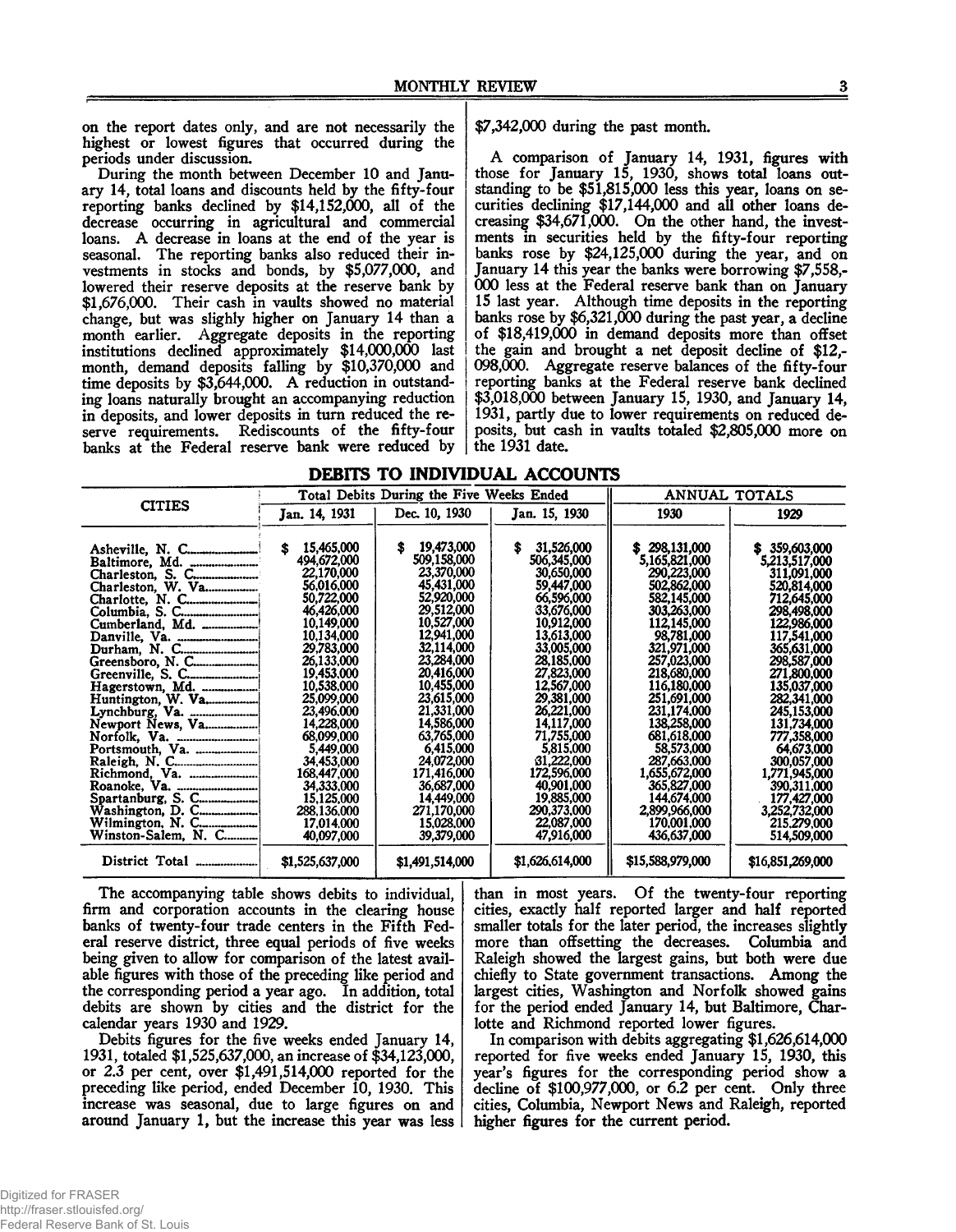on the report dates only, and are not necessarily the highest or lowest figures that occurred during the periods under discussion.

During the month between December 10 and January 14, total loans and discounts held by the fifty-four reporting banks declined by $14,152,000, all of the decrease occurring in agricultural and commercial loans. A decrease in loans at the end of the year is seasonal. The reporting banks also reduced their investments in stocks and bonds, by $5,077,000, and lowered their reserve deposits at the reserve bank by $1,676,000. Their cash in vaults showed no material change, but was slighly higher on January 14 than a month earlier. Aggregate deposits in the reporting institutions declined approximately $14,000,000 last month, demand deposits falling by $10,370,000 and time deposits by $3,644,000. A reduction in outstanding loans naturally brought an accompanying reduction in deposits, and lower deposits in turn reduced the reserve requirements. Rediscounts of the fifty-four banks at the Federal reserve bank were reduced by $7,342,000 during the past month.

A comparison of January 14, 1931, figures with those for January 15, 1930, shows total loans outstanding to be $51,815,000 less this year, loans on securities declining $17,144,000 and all other loans decreasing $34,671,000. On the other hand, the investments in securities held by the fifty-four reporting banks rose by $24,125,000 during the year, and on January 14 this year the banks were borrowing $7,558,000 less at the Federal reserve bank than on January 15 last year. Although time deposits in the reporting banks rose by $6,321,000 during the past year, a decline of $18,419,000 in demand deposits more than offset the gain and brought a net deposit decline of $12,098,000. Aggregate reserve balances of the fifty-four reporting banks at the Federal reserve bank declined $3,018,000 between January 15, 1930, and January 14, 1931, partly due to lower requirements on reduced deposits, but cash in vaults totaled $2,805,000 more on the 1931 date.

## DEBITS TO INDIVIDUAL ACCOUNTS

| CITIES | Total Debits During the Five Weeks Ended | | | ANNUAL TOTALS | |
|---|---|---|---|---|---|
| | Jan. 14, 1931 | Dec. 10, 1930 | Jan. 15, 1930 | 1930 | 1929 |
| Asheville, N. C. | $ 15,465,000 | $ 19,473,000 | $ 31,526,000 | $ 298,131,000 | $ 359,603,000 |
| Baltimore, Md. | 494,672,000 | 509,158,000 | 506,345,000 | 5,165,821,000 | 5,213,517,000 |
| Charleston, S. C. | 22,170,000 | 23,370,000 | 30,650,000 | 290,223,000 | 311,091,000 |
| Charleston, W. Va. | 56,016,000 | 45,431,000 | 59,447,000 | 502,862,000 | 520,814,000 |
| Charlotte, N. C. | 50,722,000 | 52,920,000 | 66,596,000 | 582,145,000 | 712,645,000 |
| Columbia, S. C. | 46,426,000 | 29,512,000 | 33,676,000 | 303,263,000 | 298,498,000 |
| Cumberland, Md. | 10,149,000 | 10,527,000 | 10,912,000 | 112,145,000 | 122,986,000 |
| Danville, Va. | 10,134,000 | 12,941,000 | 13,613,000 | 98,781,000 | 117,541,000 |
| Durham, N. C. | 29,783,000 | 32,114,000 | 33,005,000 | 321,971,000 | 365,631,000 |
| Greensboro, N. C. | 26,133,000 | 23,284,000 | 28,185,000 | 257,023,000 | 298,587,000 |
| Greenville, S. C. | 19,453,000 | 20,416,000 | 27,823,000 | 218,680,000 | 271,800,000 |
| Hagerstown, Md. | 10,538,000 | 10,455,000 | 12,567,000 | 116,180,000 | 135,037,000 |
| Huntington, W. Va. | 25,099,000 | 23,615,000 | 29,381,000 | 251,691,000 | 282,341,000 |
| Lynchburg, Va. | 23,496,000 | 21,331,000 | 26,221,000 | 231,174,000 | 245,153,000 |
| Newport News, Va. | 14,228,000 | 14,586,000 | 14,117,000 | 138,258,000 | 131,734,000 |
| Norfolk, Va. | 68,099,000 | 63,765,000 | 71,755,000 | 681,618,000 | 777,358,000 |
| Portsmouth, Va. | 5,449,000 | 6,415,000 | 5,815,000 | 58,573,000 | 64,673,000 |
| Raleigh, N. C. | 34,453,000 | 24,072,000 | 31,222,000 | 287,663,000 | 300,057,000 |
| Richmond, Va. | 168,447,000 | 171,416,000 | 172,596,000 | 1,655,672,000 | 1,771,945,000 |
| Roanoke, Va. | 34,333,000 | 36,687,000 | 40,901,000 | 365,827,000 | 390,311,000 |
| Spartanburg, S. C. | 15,125,000 | 14,449,000 | 19,885,000 | 144,674,000 | 177,427,000 |
| Washington, D. C. | 288,136,000 | 271,170,000 | 290,373,000 | 2,899,966,000 | 3,252,732,000 |
| Wilmington, N. C. | 17,014,000 | 15,028,000 | 22,087,000 | 170,001,000 | 215,279,000 |
| Winston-Salem, N. C. | 40,097,000 | 39,379,000 | 47,916,000 | 436,637,000 | 514,509,000 |
| District Total | $1,525,637,000 | $1,491,514,000 | $1,626,614,000 | $15,588,979,000 | $16,851,269,000 |

The accompanying table shows debits to individual, firm and corporation accounts in the clearing house banks of twenty-four trade centers in the Fifth Federal reserve district, three equal periods of five weeks being given to allow for comparison of the latest available figures with those of the preceding like period and the corresponding period a year ago. In addition, total debits are shown by cities and the district for the calendar years 1930 and 1929.

Debits figures for the five weeks ended January 14, 1931, totaled $1,525,637,000, an increase of $34,123,000, or 2.3 per cent, over $1,491,514,000 reported for the preceding like period, ended December 10, 1930. This increase was seasonal, due to large figures on and around January 1, but the increase this year was less than in most years. Of the twenty-four reporting cities, exactly half reported larger and half reported smaller totals for the later period, the increases slightly more than offsetting the decreases. Columbia and Raleigh showed the largest gains, but both were due chiefly to State government transactions. Among the largest cities, Washington and Norfolk showed gains for the period ended January 14, but Baltimore, Charlotte and Richmond reported lower figures.

In comparison with debits aggregating $1,626,614,000 reported for five weeks ended January 15, 1930, this year's figures for the corresponding period show a decline of $100,977,000, or 6.2 per cent. Only three cities, Columbia, Newport News and Raleigh, reported higher figures for the current period.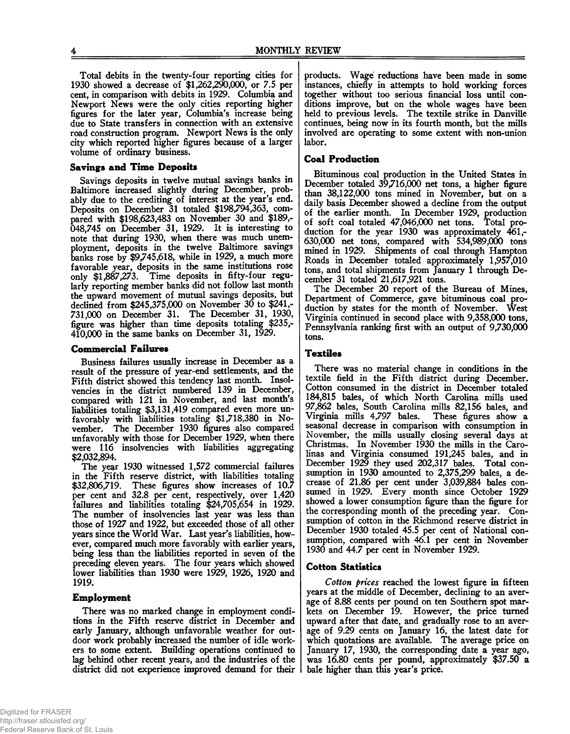Total debits in the twenty-four reporting cities for 1930 showed a decrease of $1,262,290,000, or 7.5 per cent, in comparison with debits in 1929. Columbia and Newport News were the only cities reporting higher figures for the later year, Columbia's increase being due to State transfers in connection with an extensive road construction program. Newport News is the only city which reported higher figures because of a larger volume of ordinary business.

### Savings and Time Deposits

Savings deposits in twelve mutual savings banks in Baltimore increased slightly during December, probably due to the crediting of interest at the year's end. Deposits on December 31 totaled $198,794,363, compared with $198,623,483 on November 30 and $189,048,745 on December 31, 1929. It is interesting to note that during 1930, when there was much unemployment, deposits in the twelve Baltimore savings banks rose by $9,745,618, while in 1929, a much more favorable year, deposits in the same institutions rose only $1,887,273. Time deposits in fifty-four regularly reporting member banks did not follow last month the upward movement of mutual savings deposits, but declined from $245,375,000 on November 30 to $241,731,000 on December 31. The December 31, 1930, figure was higher than time deposits totaling $235,410,000 in the same banks on December 31, 1929.

### Commercial Failures

Business failures usually increase in December as a result of the pressure of year-end settlements, and the Fifth district showed this tendency last month. Insolvencies in the district numbered 139 in December, compared with 121 in November, and last month's liabilities totaling $3,131,419 compared even more unfavorably with liabilities totaling $1,718,380 in November. The December 1930 figures also compared unfavorably with those for December 1929, when there were 116 insolvencies with liabilities aggregating $2,032,894.

The year 1930 witnessed 1,572 commercial failures in the Fifth reserve district, with liabilities totaling $32,806,719. These figures show increases of 10.7 per cent and 32.8 per cent, respectively, over 1,420 failures and liabilities totaling $24,705,654 in 1929. The number of insolvencies last year was less than those of 1927 and 1922, but exceeded those of all other years since the World War. Last year's liabilities, however, compared much more favorably with earlier years, being less than the liabilities reported in seven of the preceding eleven years. The four years which showed lower liabilities than 1930 were 1929, 1926, 1920 and 1919.

### Employment

There was no marked change in employment conditions in the Fifth reserve district in December and early January, although unfavorable weather for outdoor work probably increased the number of idle workers to some extent. Building operations continued to lag behind other recent years, and the industries of the district did not experience improved demand for their products. Wage reductions have been made in some instances, chiefly in attempts to hold working forces together without too serious financial loss until conditions improve, but on the whole wages have been held to previous levels. The textile strike in Danville continues, being now in its fourth month, but the mills involved are operating to some extent with non-union labor.

### Coal Production

Bituminous coal production in the United States in December totaled 39,716,000 net tons, a higher figure than 38,122,000 tons mined in November, but on a daily basis December showed a decline from the output of the earlier month. In December 1929, production of soft coal totaled 47,046,000 net tons. Total production for the year 1930 was approximately 461,630,000 net tons, compared with 534,989,000 tons mined in 1929. Shipments of coal through Hampton Roads in December totaled approximately 1,957,010 tons, and total shipments from January 1 through December 31 totaled 21,617,921 tons.

The December 20 report of the Bureau of Mines, Department of Commerce, gave bituminous coal production by states for the month of November. West Virginia continued in second place with 9,358,000 tons, Pennsylvania ranking first with an output of 9,730,000 tons.

### Textiles

There was no material change in conditions in the textile field in the Fifth district during December. Cotton consumed in the district in December totaled 184,815 bales, of which North Carolina mills used 97,862 bales, South Carolina mills 82,156 bales, and Virginia mills 4,797 bales. These figures show a seasonal decrease in comparison with consumption in November, the mills usually closing several days at Christmas. In November 1930 the mills in the Carolinas and Virginia consumed 191,245 bales, and in December 1929 they used 202,317 bales. Total consumption in 1930 amounted to 2,375,299 bales, a decrease of 21.86 per cent under 3,039,884 bales consumed in 1929. Every month since October 1929 showed a lower consumption figure than the figure for the corresponding month of the preceding year. Consumption of cotton in the Richmond reserve district in December 1930 totaled 45.5 per cent of National consumption, compared with 46.1 per cent in November 1930 and 44.7 per cent in November 1929.

### Cotton Statistics

*Cotton prices* reached the lowest figure in fifteen years at the middle of December, declining to an average of 8.88 cents per pound on ten Southern spot markets on December 19. However, the price turned upward after that date, and gradually rose to an average of 9.29 cents on January 16, the latest date for which quotations are available. The average price on January 17, 1930, the corresponding date a year ago, was 16.80 cents per pound, approximately $37.50 a bale higher than this year's price.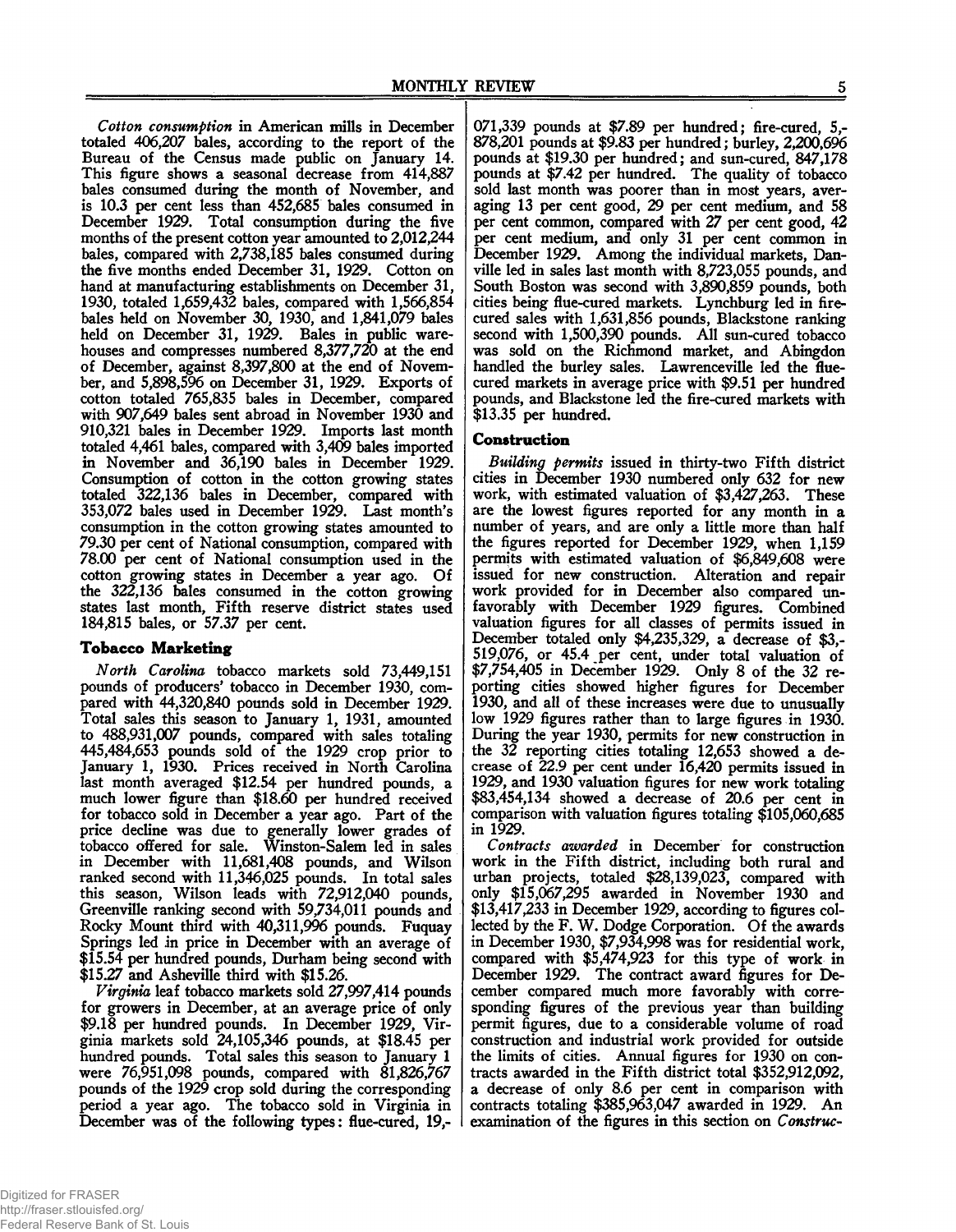*Cotton consumption* in American mills in December totaled 406,207 bales, according to the report of the Bureau of the Census made public on January 14. This figure shows a seasonal decrease from 414,887 bales consumed during the month of November, and is 10.3 per cent less than 452,685 bales consumed in December 1929. Total consumption during the five months of the present cotton year amounted to 2,012,244 bales, compared with 2,738,185 bales consumed during the five months ended December 31, 1929. Cotton on hand at manufacturing establishments on December 31, 1930, totaled 1,659,432 bales, compared with 1,566,854 bales held on November 30, 1930, and 1,841,079 bales held on December 31, 1929. Bales in public warehouses and compresses numbered 8,377,720 at the end of December, against 8,397,800 at the end of November, and 5,898,596 on December 31, 1929. Exports of cotton totaled 765,835 bales in December, compared with 907,649 bales sent abroad in November 1930 and 910,321 bales in December 1929. Imports last month totaled 4,461 bales, compared with 3,409 bales imported in November and 36,190 bales in December 1929. Consumption of cotton in the cotton growing states totaled 322,136 bales in December, compared with 353,072 bales used in December 1929. Last month's consumption in the cotton growing states amounted to 79.30 per cent of National consumption, compared with 78.00 per cent of National consumption used in the cotton growing states in December a year ago. Of the 322,136 bales consumed in the cotton growing states last month, Fifth reserve district states used 184,815 bales, or 57.37 per cent.

## Tobacco Marketing

*North Carolina* tobacco markets sold 73,449,151 pounds of producers' tobacco in December 1930, compared with 44,320,840 pounds sold in December 1929. Total sales this season to January 1, 1931, amounted to 488,931,007 pounds, compared with sales totaling 445,484,653 pounds sold of the 1929 crop prior to January 1, 1930. Prices received in North Carolina last month averaged $12.54 per hundred pounds, a much lower figure than $18.60 per hundred received for tobacco sold in December a year ago. Part of the price decline was due to generally lower grades of tobacco offered for sale. Winston-Salem led in sales in December with 11,681,408 pounds, and Wilson ranked second with 11,346,025 pounds. In total sales this season, Wilson leads with 72,912,040 pounds, Greenville ranking second with 59,734,011 pounds and Rocky Mount third with 40,311,996 pounds. Fuquay Springs led in price in December with an average of $15.54 per hundred pounds, Durham being second with $15.27 and Asheville third with $15.26.

*Virginia* leaf tobacco markets sold 27,997,414 pounds for growers in December, at an average price of only $9.18 per hundred pounds. In December 1929, Virginia markets sold 24,105,346 pounds, at $18.45 per hundred pounds. Total sales this season to January 1 were 76,951,098 pounds, compared with 81,826,767 pounds of the 1929 crop sold during the corresponding period a year ago. The tobacco sold in Virginia in December was of the following types: flue-cured, 19,071,339 pounds at $7.89 per hundred; fire-cured, 5,878,201 pounds at $9.83 per hundred; burley, 2,200,696 pounds at $19.30 per hundred; and sun-cured, 847,178 pounds at $7.42 per hundred. The quality of tobacco sold last month was poorer than in most years, averaging 13 per cent good, 29 per cent medium, and 58 per cent common, compared with 27 per cent good, 42 per cent medium, and only 31 per cent common in December 1929. Among the individual markets, Danville led in sales last month with 8,723,055 pounds, and South Boston was second with 3,890,859 pounds, both cities being flue-cured markets. Lynchburg led in fire-cured sales with 1,631,856 pounds, Blackstone ranking second with 1,500,390 pounds. All sun-cured tobacco was sold on the Richmond market, and Abingdon handled the burley sales. Lawrenceville led the flue-cured markets in average price with $9.51 per hundred pounds, and Blackstone led the fire-cured markets with $13.35 per hundred.

## Construction

*Building permits* issued in thirty-two Fifth district cities in December 1930 numbered only 632 for new work, with estimated valuation of $3,427,263. These are the lowest figures reported for any month in a number of years, and are only a little more than half the figures reported for December 1929, when 1,159 permits with estimated valuation of $6,849,608 were issued for new construction. Alteration and repair work provided for in December also compared unfavorably with December 1929 figures. Combined valuation figures for all classes of permits issued in December totaled only $4,235,329, a decrease of $3,519,076, or 45.4 per cent, under total valuation of $7,754,405 in December 1929. Only 8 of the 32 reporting cities showed higher figures for December 1930, and all of these increases were due to unusually low 1929 figures rather than to large figures in 1930. During the year 1930, permits for new construction in the 32 reporting cities totaling 12,653 showed a decrease of 22.9 per cent under 16,420 permits issued in 1929, and 1930 valuation figures for new work totaling $83,454,134 showed a decrease of 20.6 per cent in comparison with valuation figures totaling $105,060,685 in 1929.

*Contracts awarded* in December for construction work in the Fifth district, including both rural and urban projects, totaled $28,139,023, compared with only $15,067,295 awarded in November 1930 and $13,417,233 in December 1929, according to figures collected by the F. W. Dodge Corporation. Of the awards in December 1930, $7,934,998 was for residential work, compared with $5,474,923 for this type of work in December 1929. The contract award figures for December compared much more favorably with corresponding figures of the previous year than building permit figures, due to a considerable volume of road construction and industrial work provided for outside the limits of cities. Annual figures for 1930 on contracts awarded in the Fifth district total $352,912,092, a decrease of only 8.6 per cent in comparison with contracts totaling $385,963,047 awarded in 1929. An examination of the figures in this section on *Construc-*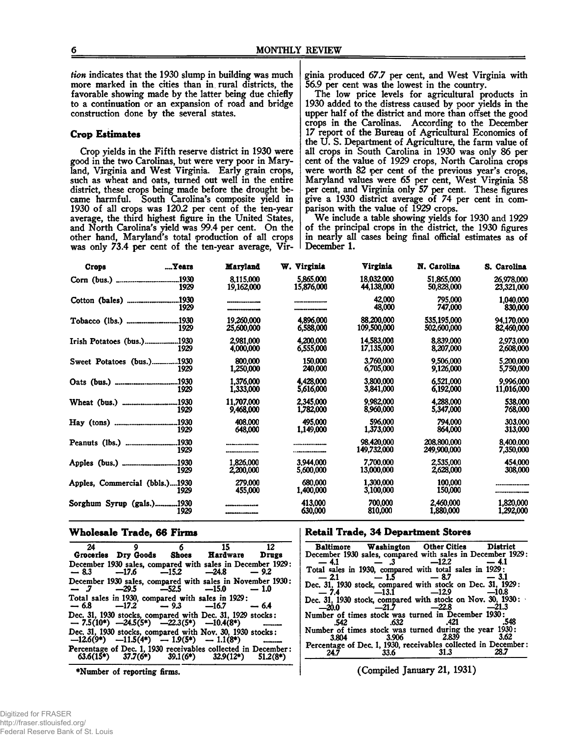*tion* indicates that the 1930 slump in building was much more marked in the cities than in rural districts, the favorable showing made by the latter being due chiefly to a continuation or an expansion of road and bridge construction done by the several states.

### Crop Estimates

Crop yields in the Fifth reserve district in 1930 were good in the two Carolinas, but were very poor in Maryland, Virginia and West Virginia. Early grain crops, such as wheat and oats, turned out well in the entire district, these crops being made before the drought became harmful. South Carolina's composite yield in 1930 of all crops was 120.2 per cent of the ten-year average, the third highest figure in the United States, and North Carolina's yield was 99.4 per cent. On the other hand, Maryland's total production of all crops was only 73.4 per cent of the ten-year average, Virginia produced 67.7 per cent, and West Virginia with 56.9 per cent was the lowest in the country.

The low price levels for agricultural products in 1930 added to the distress caused by poor yields in the upper half of the district and more than offset the good crops in the Carolinas. According to the December 17 report of the Bureau of Agricultural Economics of the U. S. Department of Agriculture, the farm value of all crops in South Carolina in 1930 was only 86 per cent of the value of 1929 crops, North Carolina crops were worth 82 per cent of the previous year's crops, Maryland values were 65 per cent, West Virginia 58 per cent, and Virginia only 57 per cent. These figures give a 1930 district average of 74 per cent in comparison with the value of 1929 crops.

We include a table showing yields for 1930 and 1929 of the principal crops in the district, the 1930 figures in nearly all cases being final official estimates as of December 1.

| Crops | Years | Maryland | W. Virginia | Virginia | N. Carolina | S. Carolina |
|---|---|---|---|---|---|---|
| Corn (bus.) | 1930 | 8,115,000 | 5,865,000 | 18,032,000 | 51,865,000 | 26,978,000 |
| | 1929 | 19,162,000 | 15,876,000 | 44,138,000 | 50,828,000 | 23,321,000 |
| Cotton (bales) | 1930 | ———— | ———— | 42,000 | 795,000 | 1,040,000 |
| | 1929 | ———— | ———— | 48,000 | 747,000 | 830,000 |
| Tobacco (lbs.) | 1930 | 19,260,000 | 4,896,000 | 88,200,000 | 535,195,000 | 94,170,000 |
| | 1929 | 25,600,000 | 6,588,000 | 109,500,000 | 502,600,000 | 82,460,000 |
| Irish Potatoes (bus.) | 1930 | 2,981,000 | 4,200,000 | 14,583,000 | 8,839,000 | 2,973,000 |
| | 1929 | 4,000,000 | 6,555,000 | 17,135,000 | 8,207,000 | 2,608,000 |
| Sweet Potatoes (bus.) | 1930 | 800,000 | 150,000 | 3,760,000 | 9,506,000 | 5,200,000 |
| | 1929 | 1,250,000 | 240,000 | 6,705,000 | 9,126,000 | 5,750,000 |
| Oats (bus.) | 1930 | 1,376,000 | 4,428,000 | 3,800,000 | 6,521,000 | 9,996,000 |
| | 1929 | 1,333,000 | 5,616,000 | 3,841,000 | 6,192,000 | 11,016,000 |
| Wheat (bus.) | 1930 | 11,707,000 | 2,345,000 | 9,982,000 | 4,288,000 | 538,000 |
| | 1929 | 9,468,000 | 1,782,000 | 8,960,000 | 5,347,000 | 768,000 |
| Hay (tons) | 1930 | 408,000 | 495,000 | 596,000 | 794,000 | 303,000 |
| | 1929 | 648,000 | 1,149,000 | 1,373,000 | 864,000 | 313,000 |
| Peanuts (lbs.) | 1930 | ———— | ———— | 98,420,000 | 208,800,000 | 8,400,000 |
| | 1929 | ———— | ———— | 149,732,000 | 249,900,000 | 7,350,000 |
| Apples (bus.) | 1930 | 1,826,000 | 3,944,000 | 7,700,000 | 2,535,000 | 454,000 |
| | 1929 | 2,200,000 | 5,600,000 | 13,000,000 | 2,628,000 | 308,000 |
| Apples, Commercial (bbls.) | 1930 | 279,000 | 680,000 | 1,300,000 | 100,000 | ———— |
| | 1929 | 455,000 | 1,400,000 | 3,100,000 | 150,000 | ———— |
| Sorghum Syrup (gals.) | 1930 | ———— | 413,000 | 700,000 | 2,460,000 | 1,820,000 |
| | 1929 | ———— | 630,000 | 810,000 | 1,880,000 | 1,292,000 |

### Wholesale Trade, 66 Firms

| 24 Groceries | 9 Dry Goods | 6 Shoes | 15 Hardware | 12 Drugs |
|---|---|---|---|---|
| December 1930 sales, compared with sales in December 1929: | | | | |
| − 8.3 | −17.6 | −15.2 | −24.8 | − 9.2 |
| December 1930 sales, compared with sales in November 1930: | | | | |
| − .7 | −29.5 | −52.5 | −15.0 | − 1.0 |
| Total sales in 1930, compared with sales in 1929: | | | | |
| − 6.8 | −17.2 | − 9.3 | −16.7 | − 6.4 |
| Dec. 31, 1930 stocks, compared with Dec. 31, 1929 stocks: | | | | |
| − 7.5(10*) | −24.5(5*) | −22.3(5*) | −10.4(8*) | ——— |
| Dec. 31, 1930 stocks, compared with Nov. 30, 1930 stocks: | | | | |
| −12.6(9*) | −11.5(4*) | − 1.9(5*) | − 1.1(8*) | ——— |
| Percentage of Dec. 1, 1930 receivables collected in December: | | | | |
| 63.6(15*) | 37.7(6*) | 39.1(6*) | 32.9(12*) | 51.2(8*) |

*Number of reporting firms.

### Retail Trade, 34 Department Stores

| Baltimore | Washington | Other Cities | District |
|---|---|---|---|
| December 1930 sales, compared with sales in December 1929: | | | |
| − 4.1 | − .3 | −12.2 | − 4.1 |
| Total sales in 1930, compared with total sales in 1929: | | | |
| − 2.1 | − 1.5 | − 8.7 | − 3.1 |
| Dec. 31, 1930 stock, compared with stock on Dec. 31, 1929: | | | |
| − 7.4 | −13.1 | −12.9 | −10.8 |
| Dec. 31, 1930 stock, compared with stock on Nov. 30, 1930: | | | |
| −20.0 | −21.7 | −22.8 | −21.3 |
| Number of times stock was turned in December 1930: | | | |
| .542 | .632 | .421 | .548 |
| Number of times stock was turned during the year 1930: | | | |
| 3.804 | 3.906 | 2.839 | 3.62 |
| Percentage of Dec. 1, 1930, receivables collected in December: | | | |
| 24.7 | 33.6 | 31.3 | 28.7 |

(Compiled January 21, 1931)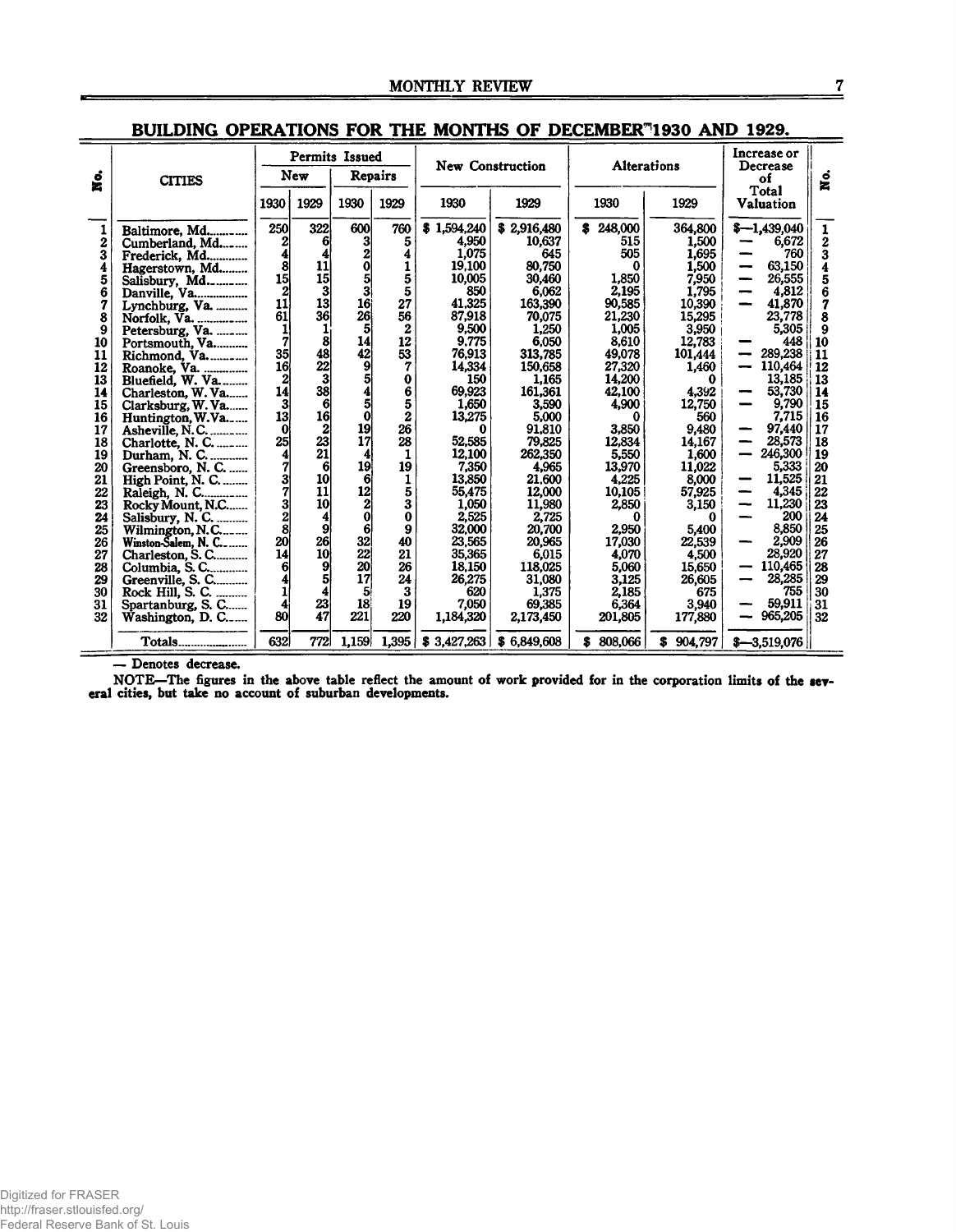## BUILDING OPERATIONS FOR THE MONTHS OF DECEMBER 1930 AND 1929.

| No. | CITIES | Permits Issued | | | | New Construction | | Alterations | | Increase or Decrease of Total Valuation | No. |
|---|---|---|---|---|---|---|---|---|---|---|---|
| | | New | | Repairs | | | | | | | |
| | | 1930 | 1929 | 1930 | 1929 | 1930 | 1929 | 1930 | 1929 | | |
| 1 | Baltimore, Md. | 250 | 322 | 600 | 760 | $ 1,594,240 | $ 2,916,480 | $ 248,000 | 364,800 | $—1,439,040 | 1 |
| 2 | Cumberland, Md. | 2 | 6 | 3 | 5 | 4,950 | 10,637 | 515 | 1,500 | — 6,672 | 2 |
| 3 | Frederick, Md. | 4 | 4 | 2 | 4 | 1,075 | 645 | 505 | 1,695 | — 760 | 3 |
| 4 | Hagerstown, Md. | 8 | 11 | 0 | 1 | 19,100 | 80,750 | 0 | 1,500 | — 63,150 | 4 |
| 5 | Salisbury, Md. | 15 | 15 | 5 | 5 | 10,005 | 30,460 | 1,850 | 7,950 | — 26,555 | 5 |
| 6 | Danville, Va. | 2 | 3 | 3 | 5 | 850 | 6,062 | 2,195 | 1,795 | — 4,812 | 6 |
| 7 | Lynchburg, Va. | 11 | 13 | 16 | 27 | 41,325 | 163,390 | 90,585 | 10,390 | — 41,870 | 7 |
| 8 | Norfolk, Va. | 61 | 36 | 26 | 56 | 87,918 | 70,075 | 21,230 | 15,295 | 23,778 | 8 |
| 9 | Petersburg, Va. | 1 | 1 | 5 | 2 | 9,500 | 1,250 | 1,005 | 3,950 | 5,305 | 9 |
| 10 | Portsmouth, Va. | 7 | 8 | 14 | 12 | 9,775 | 6,050 | 8,610 | 12,783 | — 448 | 10 |
| 11 | Richmond, Va. | 35 | 48 | 42 | 53 | 76,913 | 313,785 | 49,078 | 101,444 | — 289,238 | 11 |
| 12 | Roanoke, Va. | 16 | 22 | 9 | 7 | 14,334 | 150,658 | 27,320 | 1,460 | — 110,464 | 12 |
| 13 | Bluefield, W. Va. | 2 | 3 | 5 | 0 | 150 | 1,165 | 14,200 | 0 | 13,185 | 13 |
| 14 | Charleston, W. Va. | 14 | 38 | 4 | 6 | 69,923 | 161,361 | 42,100 | 4,392 | — 53,730 | 14 |
| 15 | Clarksburg, W. Va. | 3 | 6 | 5 | 5 | 1,650 | 3,590 | 4,900 | 12,750 | — 9,790 | 15 |
| 16 | Huntington, W.Va. | 13 | 16 | 0 | 2 | 13,275 | 5,000 | 0 | 560 | 7,715 | 16 |
| 17 | Asheville, N.C. | 0 | 2 | 19 | 26 | 0 | 91,810 | 3,850 | 9,480 | — 97,440 | 17 |
| 18 | Charlotte, N. C. | 25 | 23 | 17 | 28 | 52,585 | 79,825 | 12,834 | 14,167 | — 28,573 | 18 |
| 19 | Durham, N. C. | 4 | 21 | 4 | 1 | 12,100 | 262,350 | 5,550 | 1,600 | — 246,300 | 19 |
| 20 | Greensboro, N. C. | 7 | 6 | 19 | 19 | 7,350 | 4,965 | 13,970 | 11,022 | 5,333 | 20 |
| 21 | High Point, N. C. | 3 | 10 | 6 | 1 | 13,850 | 21,600 | 4,225 | 8,000 | — 11,525 | 21 |
| 22 | Raleigh, N. C. | 7 | 11 | 12 | 5 | 55,475 | 12,000 | 10,105 | 57,925 | — 4,345 | 22 |
| 23 | Rocky Mount, N.C. | 3 | 10 | 2 | 3 | 1,050 | 11,980 | 2,850 | 3,150 | — 11,230 | 23 |
| 24 | Salisbury, N. C. | 2 | 4 | 0 | 0 | 2,525 | 2,725 | 0 | 0 | — 200 | 24 |
| 25 | Wilmington, N.C. | 8 | 9 | 6 | 9 | 32,000 | 20,700 | 2,950 | 5,400 | 8,850 | 25 |
| 26 | Winston-Salem, N. C. | 20 | 26 | 32 | 40 | 23,565 | 20,965 | 17,030 | 22,539 | — 2,909 | 26 |
| 27 | Charleston, S. C. | 14 | 10 | 22 | 21 | 35,365 | 6,015 | 4,070 | 4,500 | 28,920 | 27 |
| 28 | Columbia, S. C. | 6 | 9 | 20 | 26 | 18,150 | 118,025 | 5,060 | 15,650 | — 110,465 | 28 |
| 29 | Greenville, S. C. | 4 | 5 | 17 | 24 | 26,275 | 31,080 | 3,125 | 26,605 | — 28,285 | 29 |
| 30 | Rock Hill, S. C. | 1 | 4 | 5 | 3 | 620 | 1,375 | 2,185 | 675 | 755 | 30 |
| 31 | Spartanburg, S. C. | 4 | 23 | 18 | 19 | 7,050 | 69,385 | 6,364 | 3,940 | — 59,911 | 31 |
| 32 | Washington, D. C. | 80 | 47 | 221 | 220 | 1,184,320 | 2,173,450 | 201,805 | 177,880 | — 965,205 | 32 |
| | Totals | 632 | 772 | 1,159 | 1,395 | $ 3,427,263 | $ 6,849,608 | $ 808,066 | $ 904,797 | $—3,519,076 | |

— Denotes decrease.

NOTE—The figures in the above table reflect the amount of work provided for in the corporation limits of the several cities, but take no account of suburban developments.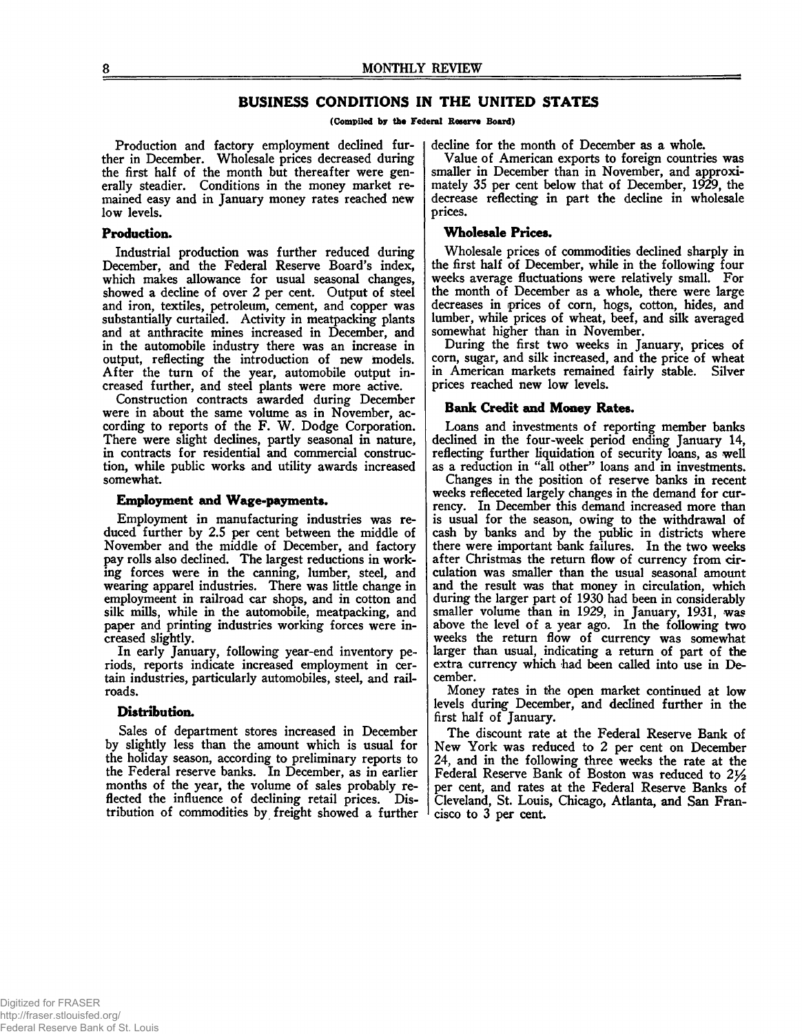## BUSINESS CONDITIONS IN THE UNITED STATES

(Compiled by the Federal Reserve Board)

Production and factory employment declined further in December. Wholesale prices decreased during the first half of the month but thereafter were generally steadier. Conditions in the money market remained easy and in January money rates reached new low levels.

### Production.

Industrial production was further reduced during December, and the Federal Reserve Board's index, which makes allowance for usual seasonal changes, showed a decline of over 2 per cent. Output of steel and iron, textiles, petroleum, cement, and copper was substantially curtailed. Activity in meatpacking plants and at anthracite mines increased in December, and in the automobile industry there was an increase in output, reflecting the introduction of new models. After the turn of the year, automobile output increased further, and steel plants were more active.

Construction contracts awarded during December were in about the same volume as in November, according to reports of the F. W. Dodge Corporation. There were slight declines, partly seasonal in nature, in contracts for residential and commercial construction, while public works and utility awards increased somewhat.

### Employment and Wage-payments.

Employment in manufacturing industries was reduced further by 2.5 per cent between the middle of November and the middle of December, and factory pay rolls also declined. The largest reductions in working forces were in the canning, lumber, steel, and wearing apparel industries. There was little change in employmeent in railroad car shops, and in cotton and silk mills, while in the automobile, meatpacking, and paper and printing industries working forces were increased slightly.

In early January, following year-end inventory periods, reports indicate increased employment in certain industries, particularly automobiles, steel, and railroads.

### Distribution.

Sales of department stores increased in December by slightly less than the amount which is usual for the holiday season, according to preliminary reports to the Federal reserve banks. In December, as in earlier months of the year, the volume of sales probably reflected the influence of declining retail prices. Distribution of commodities by freight showed a further decline for the month of December as a whole.

Value of American exports to foreign countries was smaller in December than in November, and approximately 35 per cent below that of December, 1929, the decrease reflecting in part the decline in wholesale prices.

### Wholesale Prices.

Wholesale prices of commodities declined sharply in the first half of December, while in the following four weeks average fluctuations were relatively small. For the month of December as a whole, there were large decreases in prices of corn, hogs, cotton, hides, and lumber, while prices of wheat, beef, and silk averaged somewhat higher than in November.

During the first two weeks in January, prices of corn, sugar, and silk increased, and the price of wheat in American markets remained fairly stable. Silver prices reached new low levels.

### Bank Credit and Money Rates.

Loans and investments of reporting member banks declined in the four-week period ending January 14, reflecting further liquidation of security loans, as well as a reduction in "all other" loans and in investments.

Changes in the position of reserve banks in recent weeks refleceted largely changes in the demand for currency. In December this demand increased more than is usual for the season, owing to the withdrawal of cash by banks and by the public in districts where there were important bank failures. In the two weeks after Christmas the return flow of currency from circulation was smaller than the usual seasonal amount and the result was that money in circulation, which during the larger part of 1930 had been in considerably smaller volume than in 1929, in January, 1931, was above the level of a year ago. In the following two weeks the return flow of currency was somewhat larger than usual, indicating a return of part of the extra currency which had been called into use in December.

Money rates in the open market continued at low levels during December, and declined further in the first half of January.

The discount rate at the Federal Reserve Bank of New York was reduced to 2 per cent on December 24, and in the following three weeks the rate at the Federal Reserve Bank of Boston was reduced to 2½ per cent, and rates at the Federal Reserve Banks of Cleveland, St. Louis, Chicago, Atlanta, and San Francisco to 3 per cent.